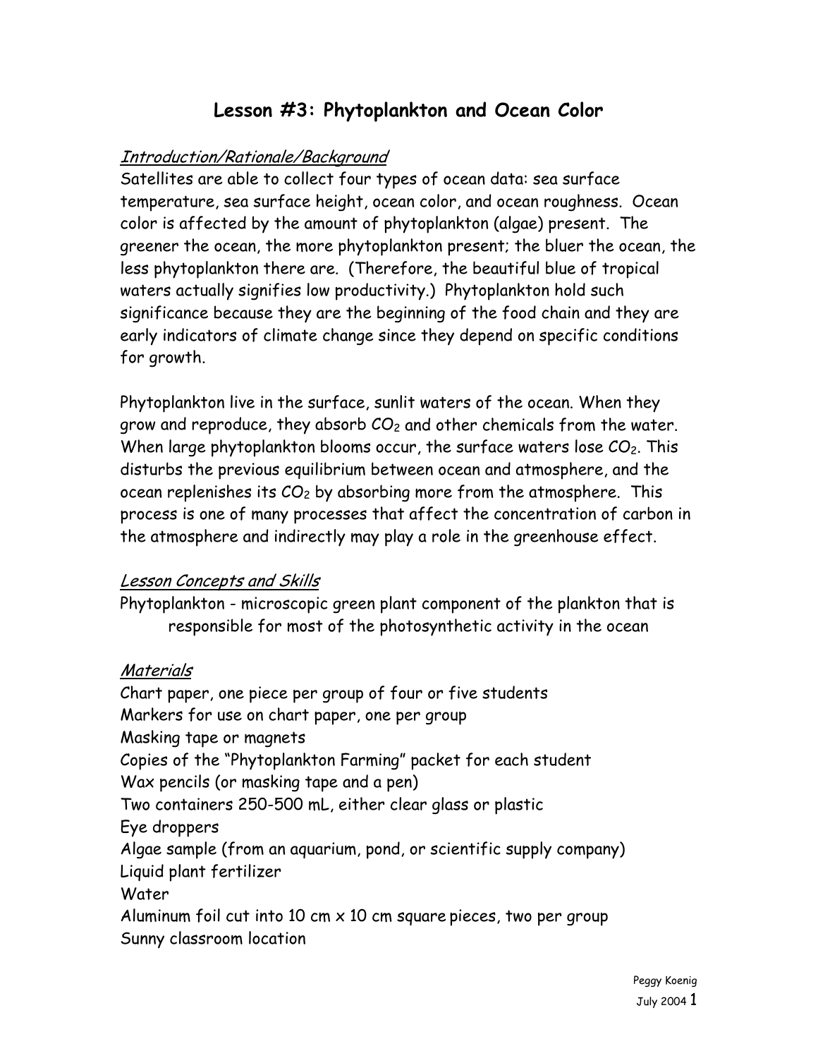# Lesson #3: Phytoplankton and Ocean Color

## *Introduction/Rationale/Background*

Satellites are able to collect four types of ocean data: sea surface temperature, sea surface height, ocean color, and ocean roughness. Ocean color is affected by the amount of phytoplankton (algae) present. The greener the ocean, the more phytoplankton present; the bluer the ocean, the less phytoplankton there are. (Therefore, the beautiful blue of tropical waters actually signifies low productivity.) Phytoplankton hold such significance because they are the beginning of the food chain and they are early indicators of climate change since they depend on specific conditions for growth.

Phytoplankton live in the surface, sunlit waters of the ocean. When they grow and reproduce, they absorb $CO_2$ and other chemicals from the water. When large phytoplankton blooms occur, the surface waters lose $CO_2$. This disturbs the previous equilibrium between ocean and atmosphere, and the ocean replenishes its $CO_2$ by absorbing more from the atmosphere. This process is one of many processes that affect the concentration of carbon in the atmosphere and indirectly may play a role in the greenhouse effect.

## *Lesson Concepts and Skills*

Phytoplankton - microscopic green plant component of the plankton that is responsible for most of the photosynthetic activity in the ocean

## *Materials*

Chart paper, one piece per group of four or five students
Markers for use on chart paper, one per group
Masking tape or magnets
Copies of the "Phytoplankton Farming" packet for each student
Wax pencils (or masking tape and a pen)
Two containers 250-500 mL, either clear glass or plastic
Eye droppers
Algae sample (from an aquarium, pond, or scientific supply company)
Liquid plant fertilizer
Water
Aluminum foil cut into 10 cm x 10 cm square pieces, two per group
Sunny classroom location

Peggy Koenig
July 2004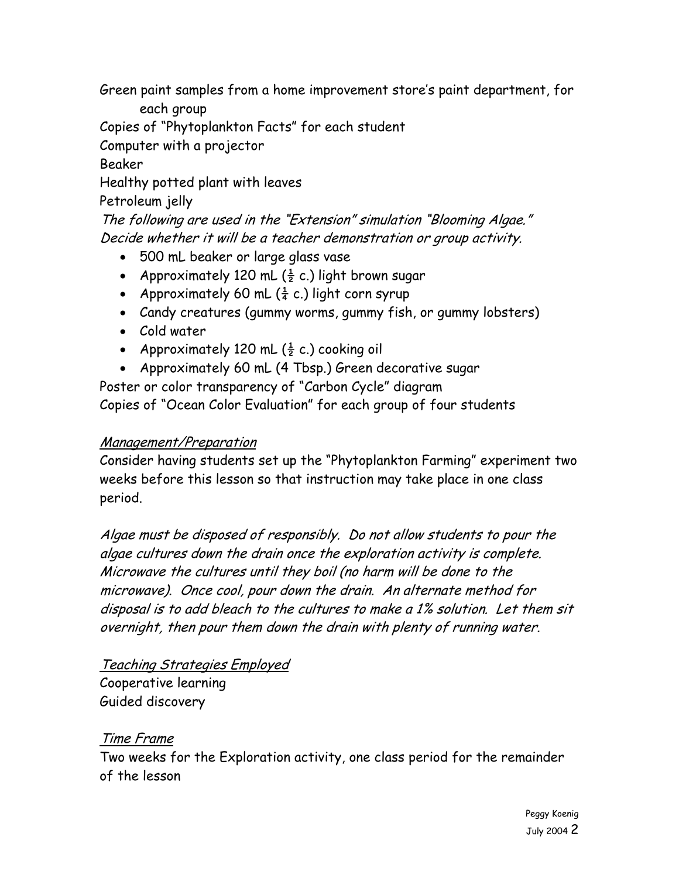Green paint samples from a home improvement store's paint department, for each group

Copies of "Phytoplankton Facts" for each student

Computer with a projector

Beaker

Healthy potted plant with leaves

Petroleum jelly

*The following are used in the "Extension" simulation "Blooming Algae." Decide whether it will be a teacher demonstration or group activity.*

- 500 mL beaker or large glass vase
- Approximately 120 mL (½ c.) light brown sugar
- Approximately 60 mL (¼ c.) light corn syrup
- Candy creatures (gummy worms, gummy fish, or gummy lobsters)
- Cold water
- Approximately 120 mL (½ c.) cooking oil
- Approximately 60 mL (4 Tbsp.) Green decorative sugar

Poster or color transparency of "Carbon Cycle" diagram

Copies of "Ocean Color Evaluation" for each group of four students

## *Management/Preparation*

Consider having students set up the "Phytoplankton Farming" experiment two weeks before this lesson so that instruction may take place in one class period.

*Algae must be disposed of responsibly. Do not allow students to pour the algae cultures down the drain once the exploration activity is complete. Microwave the cultures until they boil (no harm will be done to the microwave). Once cool, pour down the drain. An alternate method for disposal is to add bleach to the cultures to make a 1% solution. Let them sit overnight, then pour them down the drain with plenty of running water.*

## *Teaching Strategies Employed*

Cooperative learning

Guided discovery

## *Time Frame*

Two weeks for the Exploration activity, one class period for the remainder of the lesson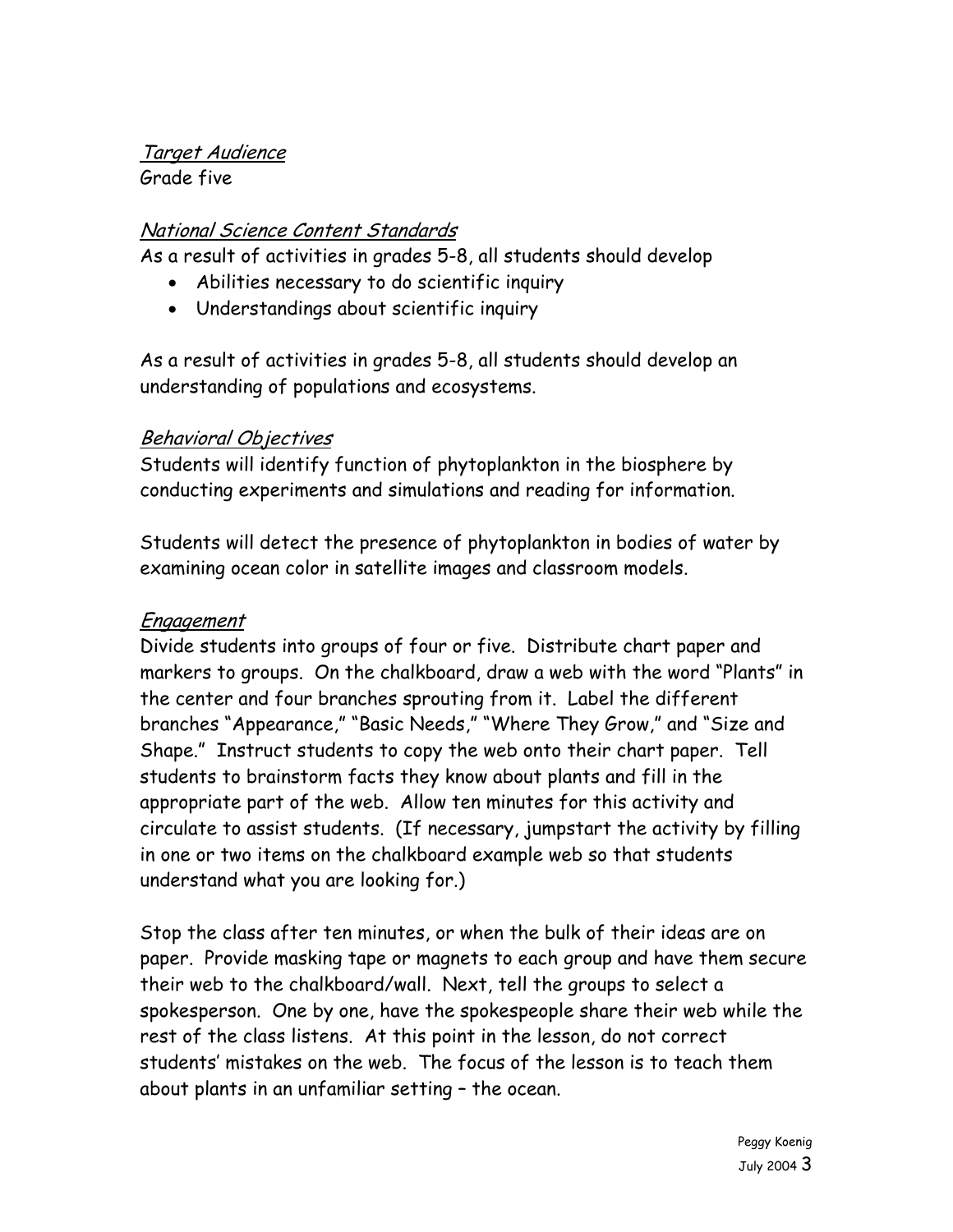## *Target Audience*

Grade five

## *National Science Content Standards*

As a result of activities in grades 5-8, all students should develop

- Abilities necessary to do scientific inquiry
- Understandings about scientific inquiry

As a result of activities in grades 5-8, all students should develop an understanding of populations and ecosystems.

## *Behavioral Objectives*

Students will identify function of phytoplankton in the biosphere by conducting experiments and simulations and reading for information.

Students will detect the presence of phytoplankton in bodies of water by examining ocean color in satellite images and classroom models.

## *Engagement*

Divide students into groups of four or five. Distribute chart paper and markers to groups. On the chalkboard, draw a web with the word "Plants" in the center and four branches sprouting from it. Label the different branches "Appearance," "Basic Needs," "Where They Grow," and "Size and Shape." Instruct students to copy the web onto their chart paper. Tell students to brainstorm facts they know about plants and fill in the appropriate part of the web. Allow ten minutes for this activity and circulate to assist students. (If necessary, jumpstart the activity by filling in one or two items on the chalkboard example web so that students understand what you are looking for.)

Stop the class after ten minutes, or when the bulk of their ideas are on paper. Provide masking tape or magnets to each group and have them secure their web to the chalkboard/wall. Next, tell the groups to select a spokesperson. One by one, have the spokespeople share their web while the rest of the class listens. At this point in the lesson, do not correct students' mistakes on the web. The focus of the lesson is to teach them about plants in an unfamiliar setting – the ocean.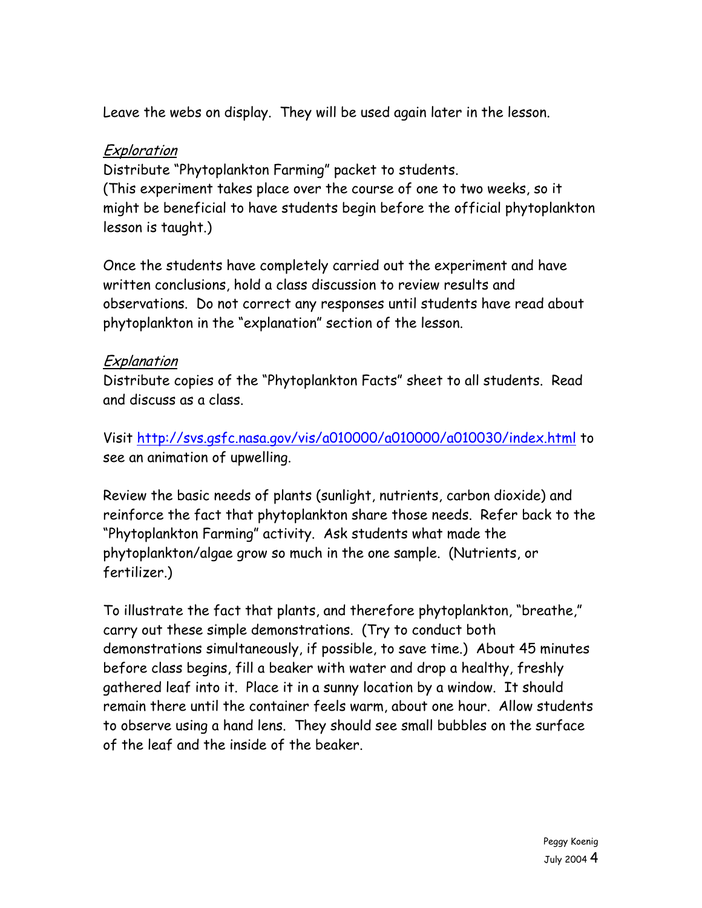Leave the webs on display. They will be used again later in the lesson.

*Exploration*

Distribute "Phytoplankton Farming" packet to students.
(This experiment takes place over the course of one to two weeks, so it might be beneficial to have students begin before the official phytoplankton lesson is taught.)

Once the students have completely carried out the experiment and have written conclusions, hold a class discussion to review results and observations. Do not correct any responses until students have read about phytoplankton in the "explanation" section of the lesson.

*Explanation*

Distribute copies of the "Phytoplankton Facts" sheet to all students. Read and discuss as a class.

Visit http://svs.gsfc.nasa.gov/vis/a010000/a010000/a010030/index.html to see an animation of upwelling.

Review the basic needs of plants (sunlight, nutrients, carbon dioxide) and reinforce the fact that phytoplankton share those needs. Refer back to the "Phytoplankton Farming" activity. Ask students what made the phytoplankton/algae grow so much in the one sample. (Nutrients, or fertilizer.)

To illustrate the fact that plants, and therefore phytoplankton, "breathe," carry out these simple demonstrations. (Try to conduct both demonstrations simultaneously, if possible, to save time.) About 45 minutes before class begins, fill a beaker with water and drop a healthy, freshly gathered leaf into it. Place it in a sunny location by a window. It should remain there until the container feels warm, about one hour. Allow students to observe using a hand lens. They should see small bubbles on the surface of the leaf and the inside of the beaker.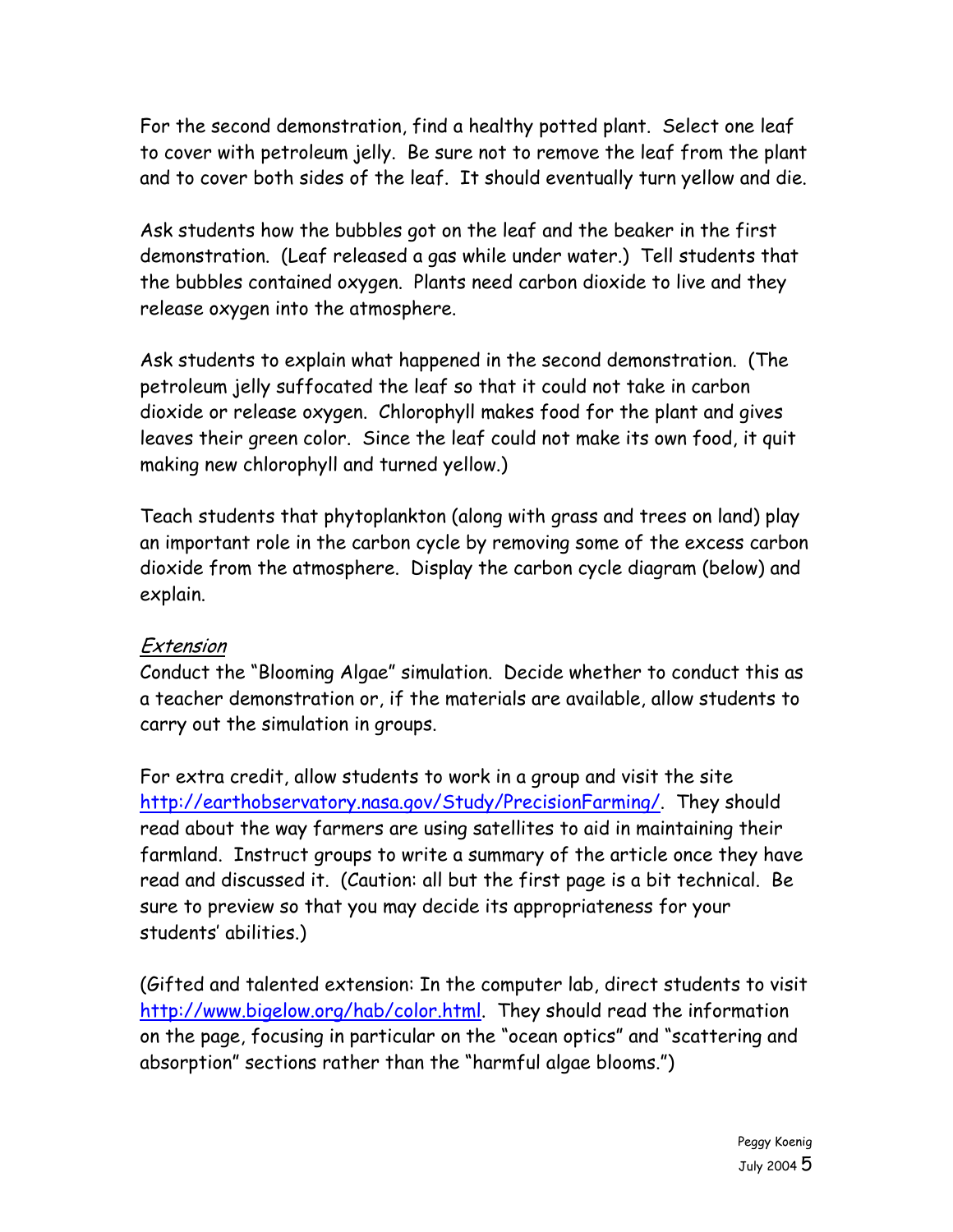For the second demonstration, find a healthy potted plant. Select one leaf to cover with petroleum jelly. Be sure not to remove the leaf from the plant and to cover both sides of the leaf. It should eventually turn yellow and die.

Ask students how the bubbles got on the leaf and the beaker in the first demonstration. (Leaf released a gas while under water.) Tell students that the bubbles contained oxygen. Plants need carbon dioxide to live and they release oxygen into the atmosphere.

Ask students to explain what happened in the second demonstration. (The petroleum jelly suffocated the leaf so that it could not take in carbon dioxide or release oxygen. Chlorophyll makes food for the plant and gives leaves their green color. Since the leaf could not make its own food, it quit making new chlorophyll and turned yellow.)

Teach students that phytoplankton (along with grass and trees on land) play an important role in the carbon cycle by removing some of the excess carbon dioxide from the atmosphere. Display the carbon cycle diagram (below) and explain.

*Extension*

Conduct the "Blooming Algae" simulation. Decide whether to conduct this as a teacher demonstration or, if the materials are available, allow students to carry out the simulation in groups.

For extra credit, allow students to work in a group and visit the site http://earthobservatory.nasa.gov/Study/PrecisionFarming/. They should read about the way farmers are using satellites to aid in maintaining their farmland. Instruct groups to write a summary of the article once they have read and discussed it. (Caution: all but the first page is a bit technical. Be sure to preview so that you may decide its appropriateness for your students' abilities.)

(Gifted and talented extension: In the computer lab, direct students to visit http://www.bigelow.org/hab/color.html. They should read the information on the page, focusing in particular on the "ocean optics" and "scattering and absorption" sections rather than the "harmful algae blooms.")

Peggy Koenig
July 2004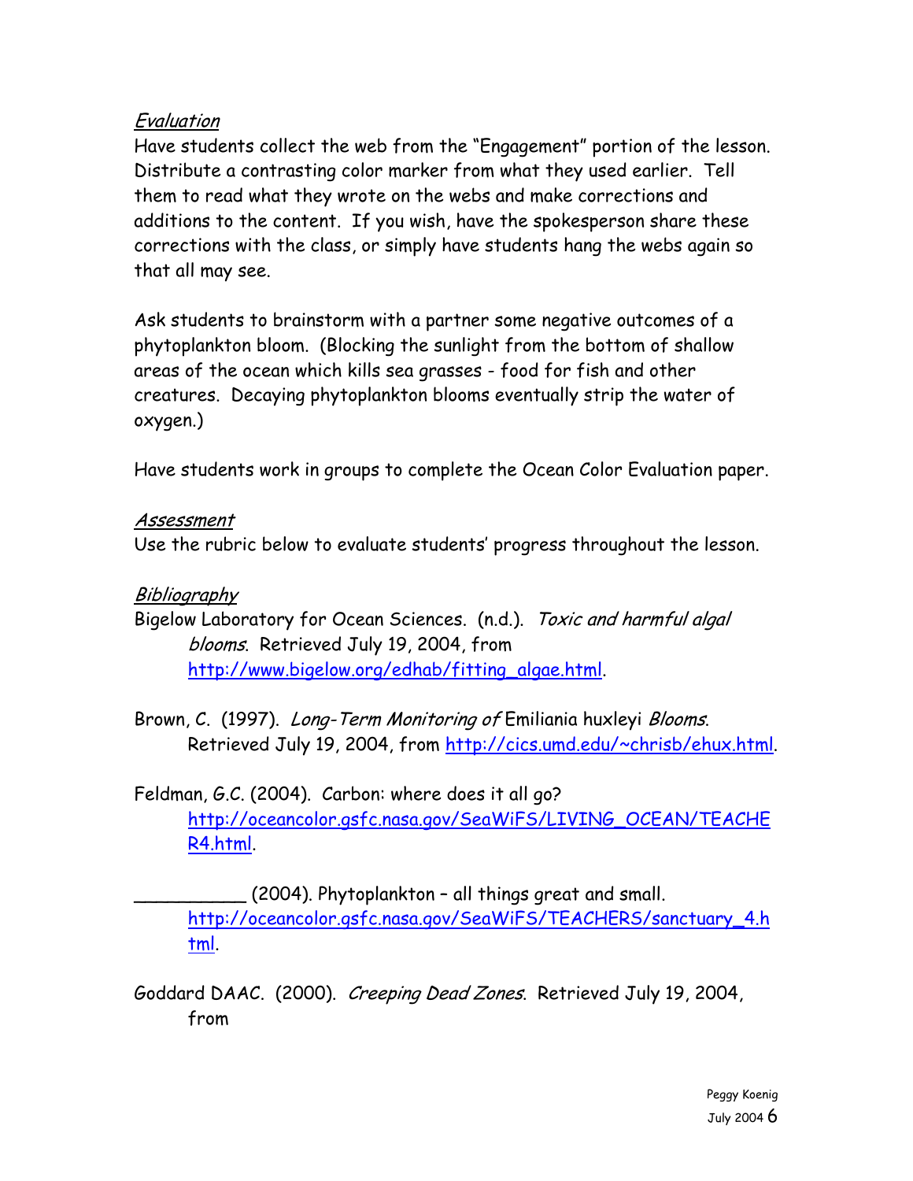*Evaluation*

Have students collect the web from the "Engagement" portion of the lesson. Distribute a contrasting color marker from what they used earlier. Tell them to read what they wrote on the webs and make corrections and additions to the content. If you wish, have the spokesperson share these corrections with the class, or simply have students hang the webs again so that all may see.

Ask students to brainstorm with a partner some negative outcomes of a phytoplankton bloom. (Blocking the sunlight from the bottom of shallow areas of the ocean which kills sea grasses - food for fish and other creatures. Decaying phytoplankton blooms eventually strip the water of oxygen.)

Have students work in groups to complete the Ocean Color Evaluation paper.

*Assessment*

Use the rubric below to evaluate students' progress throughout the lesson.

*Bibliography*

Bigelow Laboratory for Ocean Sciences. (n.d.). *Toxic and harmful algal blooms*. Retrieved July 19, 2004, from http://www.bigelow.org/edhab/fitting_algae.html.

Brown, C. (1997). *Long-Term Monitoring of* Emiliania huxleyi *Blooms*. Retrieved July 19, 2004, from http://cics.umd.edu/~chrisb/ehux.html.

Feldman, G.C. (2004). Carbon: where does it all go? http://oceancolor.gsfc.nasa.gov/SeaWiFS/LIVING_OCEAN/TEACHER4.html.

__________ (2004). Phytoplankton – all things great and small. http://oceancolor.gsfc.nasa.gov/SeaWiFS/TEACHERS/sanctuary_4.html.

Goddard DAAC. (2000). *Creeping Dead Zones*. Retrieved July 19, 2004, from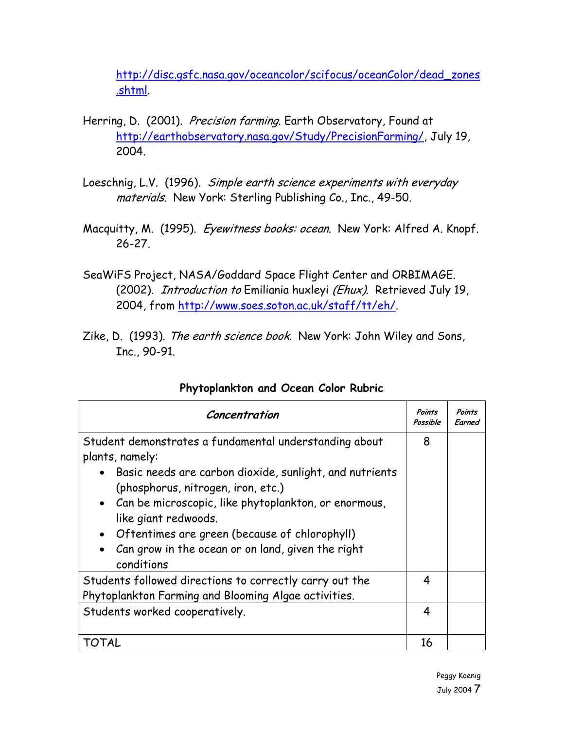http://disc.gsfc.nasa.gov/oceancolor/scifocus/oceanColor/dead_zones.shtml.

Herring, D. (2001). *Precision farming*. Earth Observatory, Found at http://earthobservatory.nasa.gov/Study/PrecisionFarming/, July 19, 2004.

Loeschnig, L.V. (1996). *Simple earth science experiments with everyday materials*. New York: Sterling Publishing Co., Inc., 49-50.

Macquitty, M. (1995). *Eyewitness books: ocean*. New York: Alfred A. Knopf. 26-27.

SeaWiFS Project, NASA/Goddard Space Flight Center and ORBIMAGE. (2002). *Introduction to* Emiliania huxleyi *(Ehux)*. Retrieved July 19, 2004, from http://www.soes.soton.ac.uk/staff/tt/eh/.

Zike, D. (1993). *The earth science book*. New York: John Wiley and Sons, Inc., 90-91.

**Phytoplankton and Ocean Color Rubric**

| *Concentration* | *Points Possible* | *Points Earned* |
|---|---|---|
| Student demonstrates a fundamental understanding about plants, namely:<br>• Basic needs are carbon dioxide, sunlight, and nutrients (phosphorus, nitrogen, iron, etc.)<br>• Can be microscopic, like phytoplankton, or enormous, like giant redwoods.<br>• Oftentimes are green (because of chlorophyll)<br>• Can grow in the ocean or on land, given the right conditions | 8 | |
| Students followed directions to correctly carry out the Phytoplankton Farming and Blooming Algae activities. | 4 | |
| Students worked cooperatively. | 4 | |
| TOTAL | 16 | |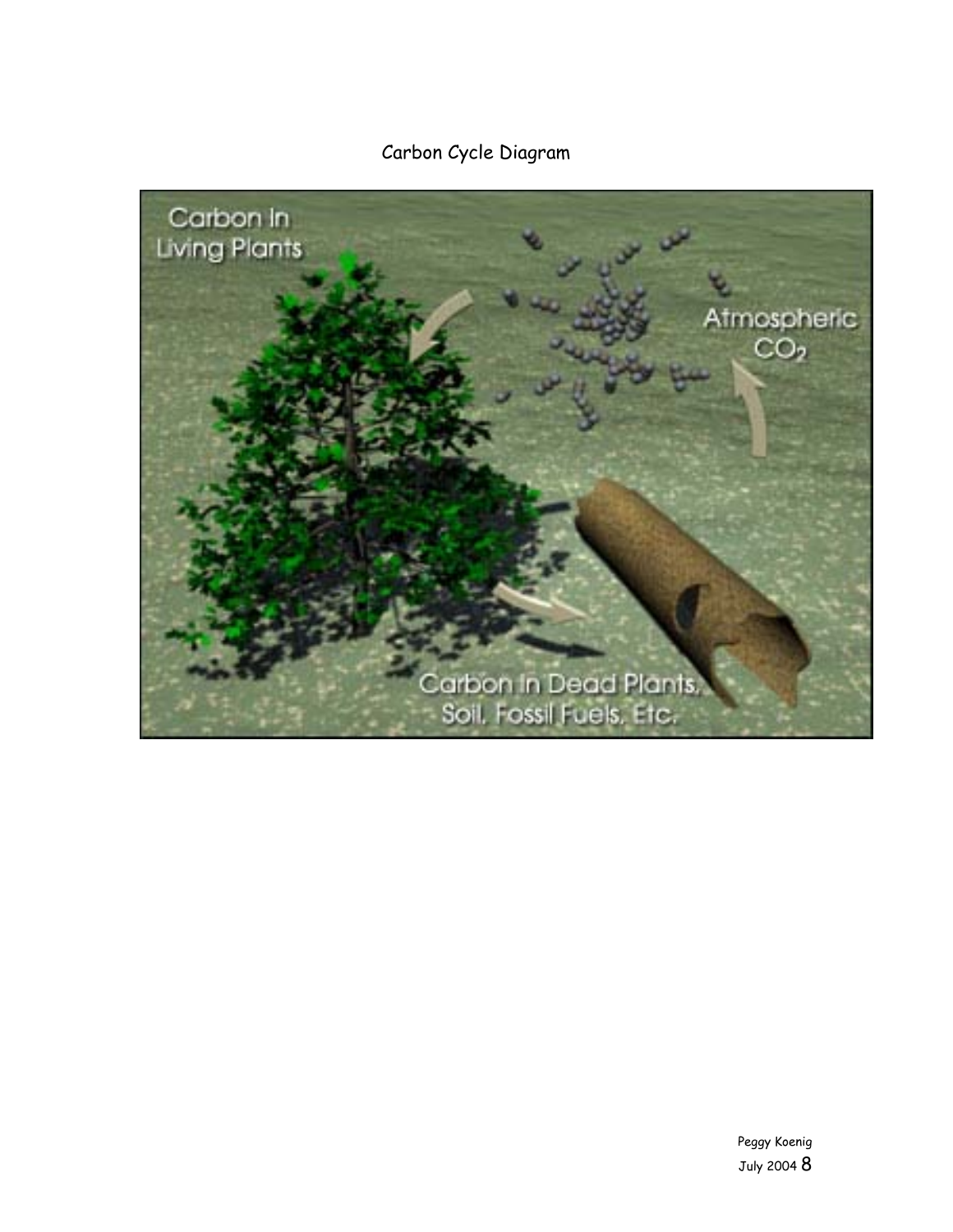Carbon Cycle Diagram

Carbon In Living Plants

Atmospheric $CO_2$

Carbon In Dead Plants, Soil, Fossil Fuels, Etc.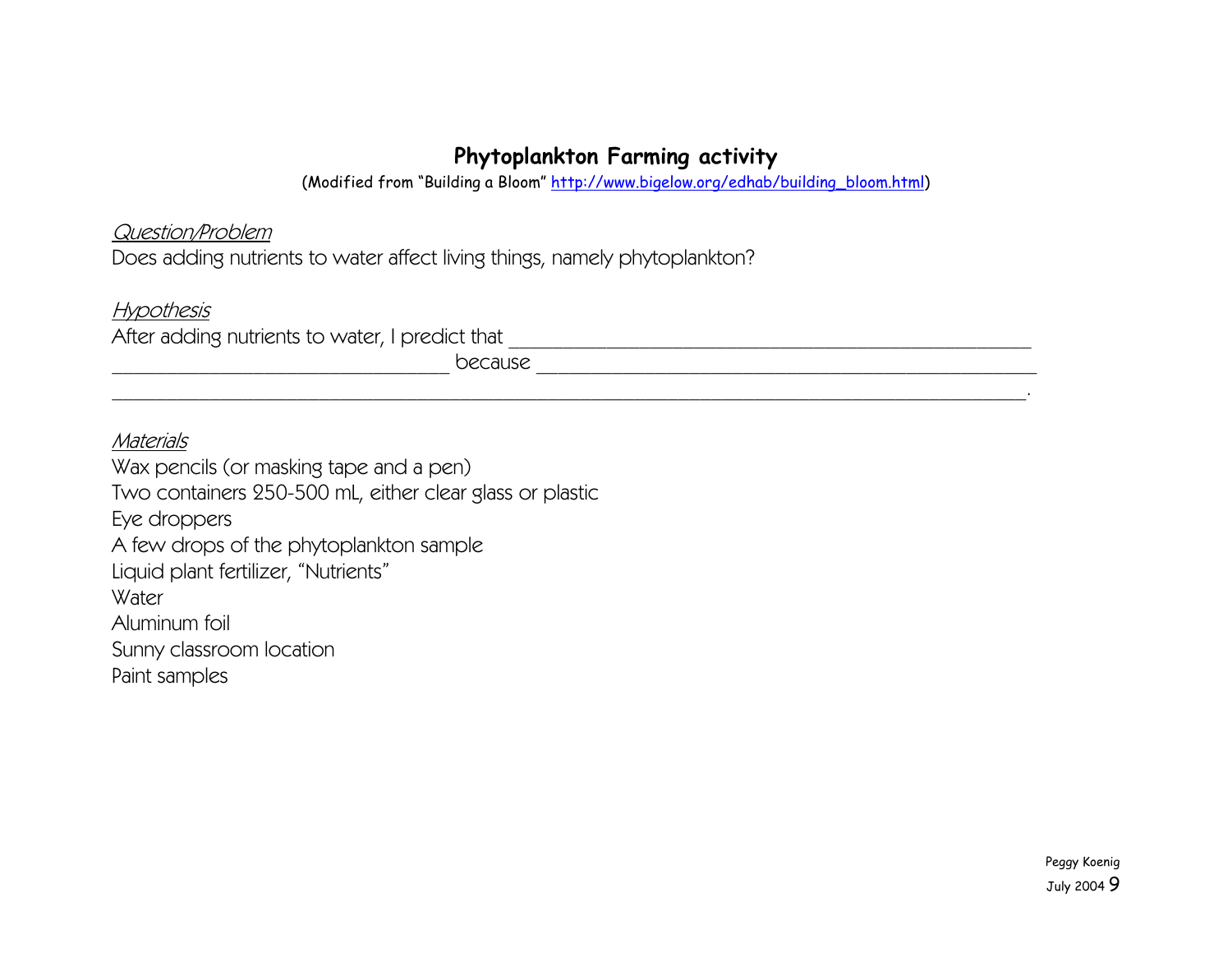# Phytoplankton Farming activity

(Modified from "Building a Bloom" http://www.bigelow.org/edhab/building_bloom.html)

*Question/Problem*

Does adding nutrients to water affect living things, namely phytoplankton?

*Hypothesis*

After adding nutrients to water, I predict that ______________________________________________ ______________________________ because ______________________________________________ ______________________________________________________________________________.

*Materials*

Wax pencils (or masking tape and a pen)
Two containers 250-500 mL, either clear glass or plastic
Eye droppers
A few drops of the phytoplankton sample
Liquid plant fertilizer, "Nutrients"
Water
Aluminum foil
Sunny classroom location
Paint samples

Peggy Koenig
July 2004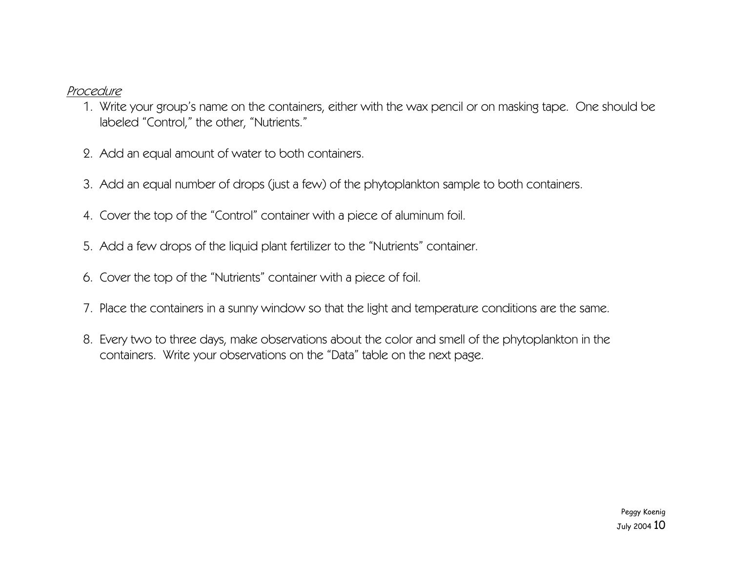*Procedure*

1. Write your group's name on the containers, either with the wax pencil or on masking tape. One should be labeled "Control," the other, "Nutrients."

2. Add an equal amount of water to both containers.

3. Add an equal number of drops (just a few) of the phytoplankton sample to both containers.

4. Cover the top of the "Control" container with a piece of aluminum foil.

5. Add a few drops of the liquid plant fertilizer to the "Nutrients" container.

6. Cover the top of the "Nutrients" container with a piece of foil.

7. Place the containers in a sunny window so that the light and temperature conditions are the same.

8. Every two to three days, make observations about the color and smell of the phytoplankton in the containers. Write your observations on the "Data" table on the next page.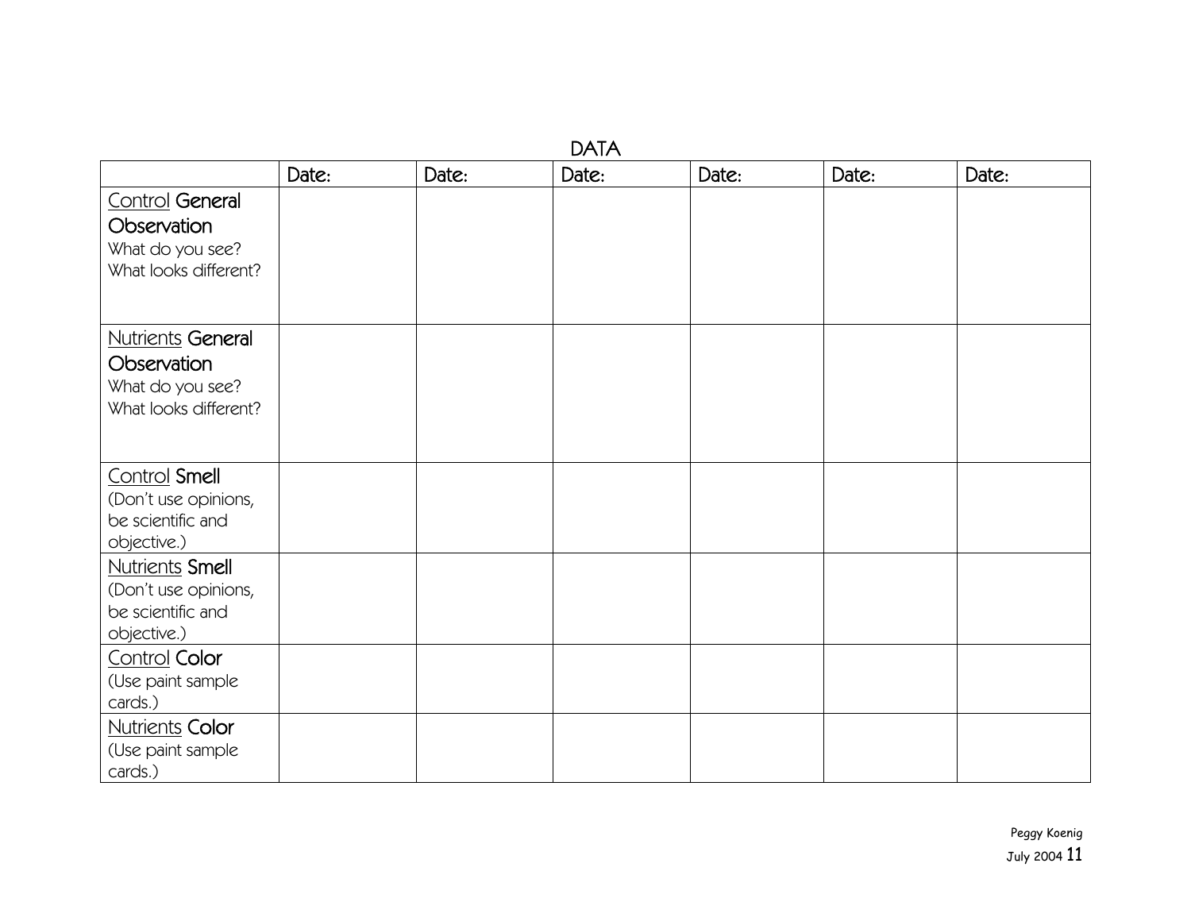# DATA

| | Date: | Date: | Date: | Date: | Date: | Date: |
|---|---|---|---|---|---|---|
| <u>Control</u> **General Observation** What do you see? What looks different? | | | | | | |
| <u>Nutrients</u> **General Observation** What do you see? What looks different? | | | | | | |
| <u>Control</u> **Smell** (Don't use opinions, be scientific and objective.) | | | | | | |
| <u>Nutrients</u> **Smell** (Don't use opinions, be scientific and objective.) | | | | | | |
| <u>Control</u> **Color** (Use paint sample cards.) | | | | | | |
| <u>Nutrients</u> **Color** (Use paint sample cards.) | | | | | | |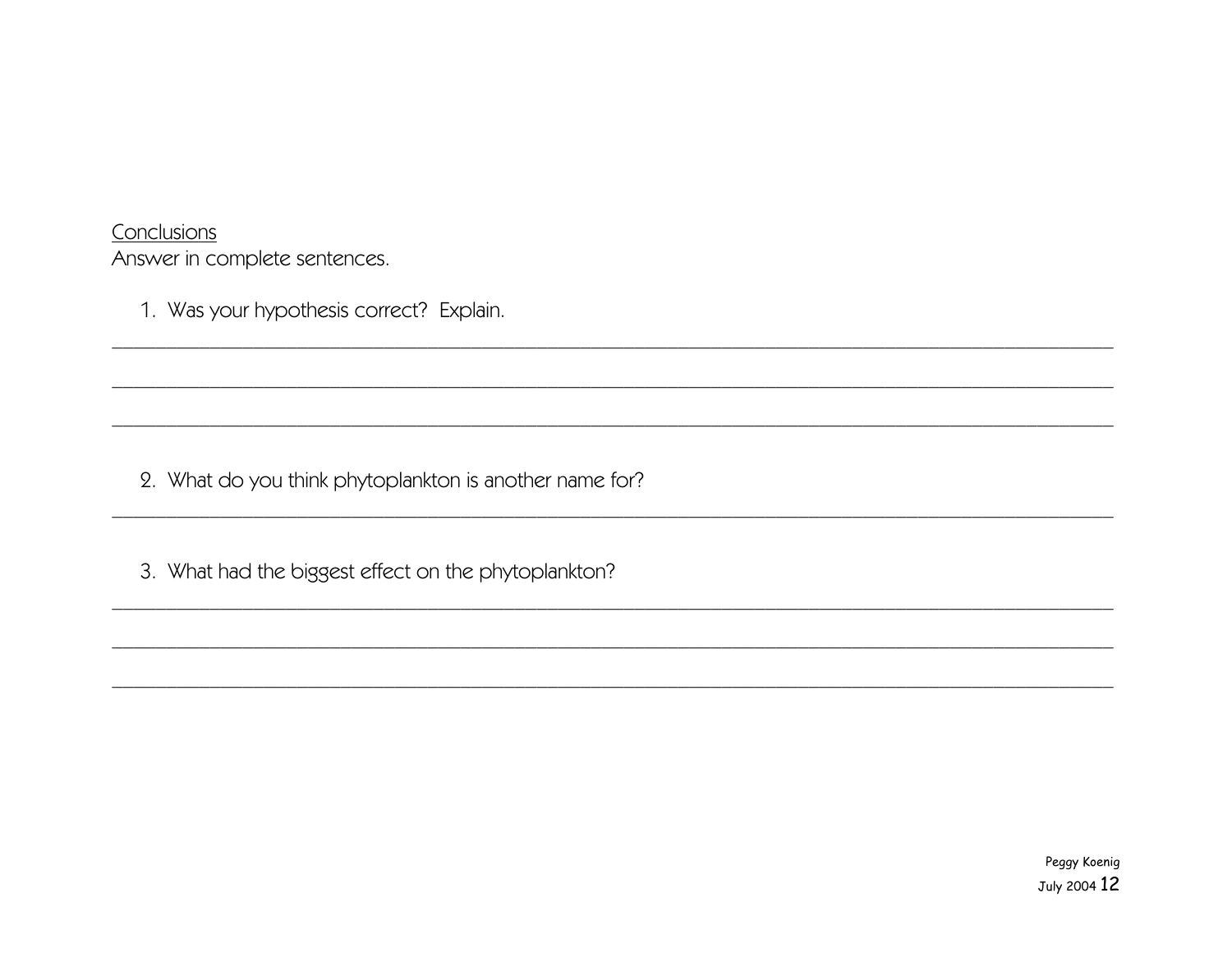<u>Conclusions</u>

Answer in complete sentences.

1. Was your hypothesis correct? Explain.

______________________________________________________________________________

______________________________________________________________________________

______________________________________________________________________________

2. What do you think phytoplankton is another name for?

______________________________________________________________________________

3. What had the biggest effect on the phytoplankton?

______________________________________________________________________________

______________________________________________________________________________

______________________________________________________________________________

Peggy Koenig
July 2004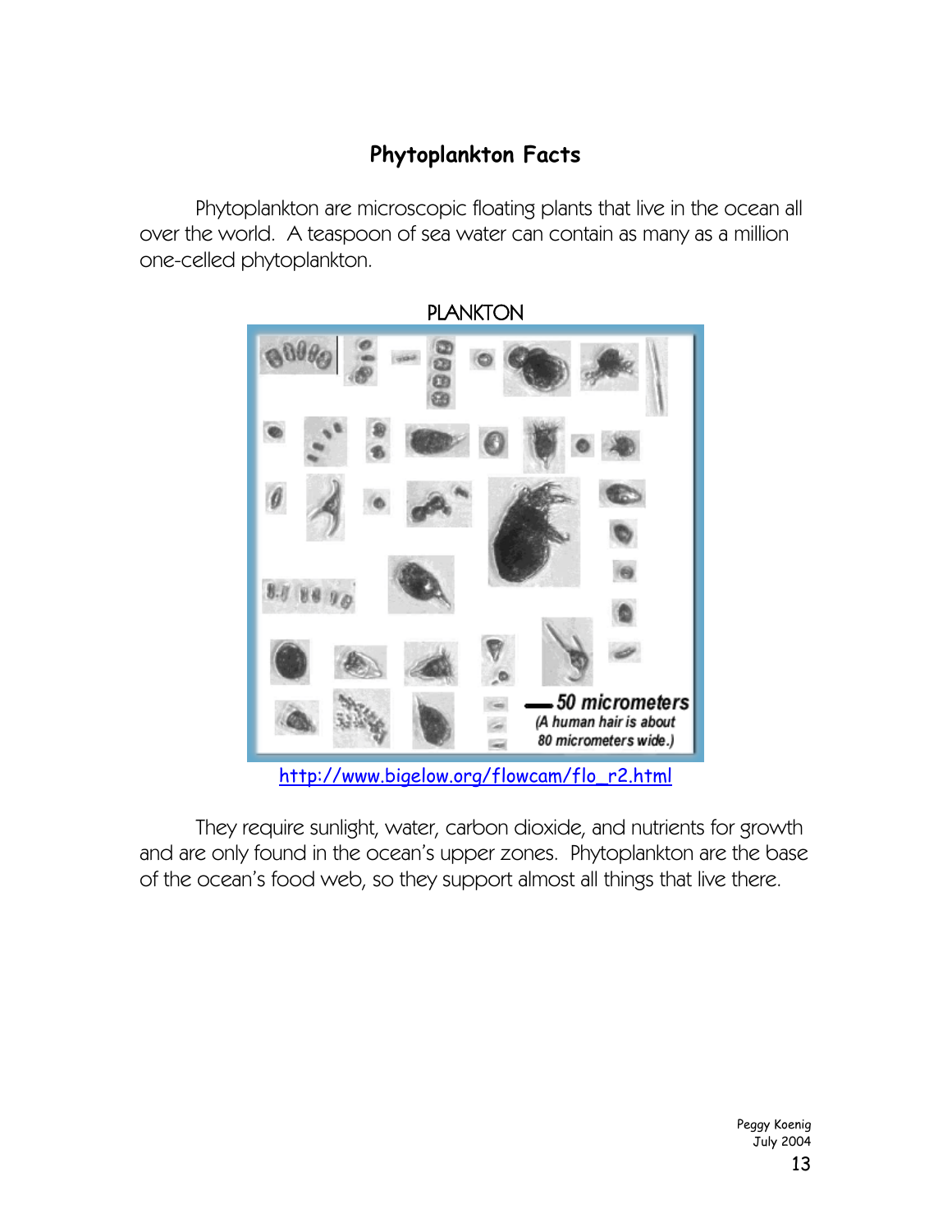## Phytoplankton Facts

Phytoplankton are microscopic floating plants that live in the ocean all over the world. A teaspoon of sea water can contain as many as a million one-celled phytoplankton.

PLANKTON

50 micrometers
(A human hair is about 80 micrometers wide.)

http://www.bigelow.org/flowcam/flo_r2.html

They require sunlight, water, carbon dioxide, and nutrients for growth and are only found in the ocean's upper zones. Phytoplankton are the base of the ocean's food web, so they support almost all things that live there.

Peggy Koenig
July 2004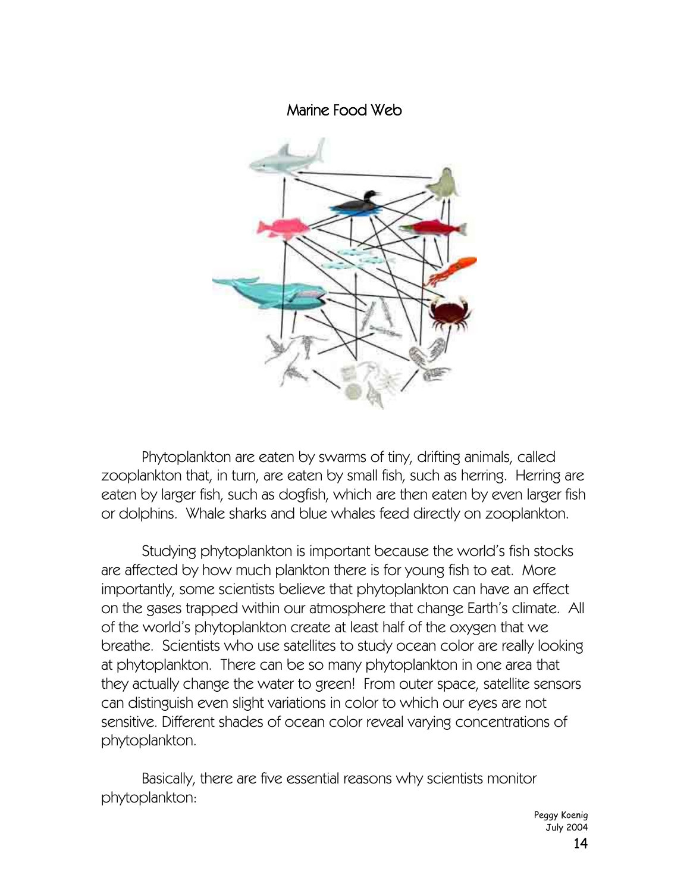## Marine Food Web

Phytoplankton are eaten by swarms of tiny, drifting animals, called zooplankton that, in turn, are eaten by small fish, such as herring. Herring are eaten by larger fish, such as dogfish, which are then eaten by even larger fish or dolphins. Whale sharks and blue whales feed directly on zooplankton.

Studying phytoplankton is important because the world's fish stocks are affected by how much plankton there is for young fish to eat. More importantly, some scientists believe that phytoplankton can have an effect on the gases trapped within our atmosphere that change Earth's climate. All of the world's phytoplankton create at least half of the oxygen that we breathe. Scientists who use satellites to study ocean color are really looking at phytoplankton. There can be so many phytoplankton in one area that they actually change the water to green! From outer space, satellite sensors can distinguish even slight variations in color to which our eyes are not sensitive. Different shades of ocean color reveal varying concentrations of phytoplankton.

Basically, there are five essential reasons why scientists monitor phytoplankton:

Peggy Koenig
July 2004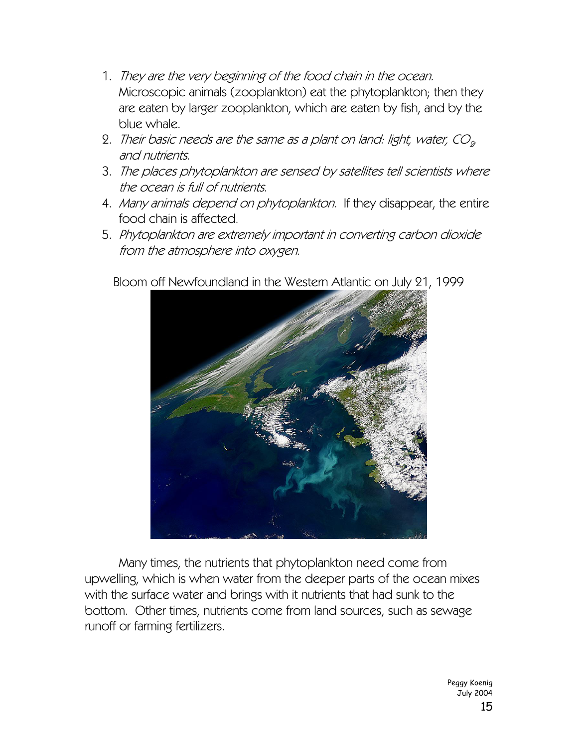1. *They are the very beginning of the food chain in the ocean.* Microscopic animals (zooplankton) eat the phytoplankton; then they are eaten by larger zooplankton, which are eaten by fish, and by the blue whale.
2. *Their basic needs are the same as a plant on land: light, water, $CO_2$, and nutrients.*
3. *The places phytoplankton are sensed by satellites tell scientists where the ocean is full of nutrients.*
4. *Many animals depend on phytoplankton.* If they disappear, the entire food chain is affected.
5. *Phytoplankton are extremely important in converting carbon dioxide from the atmosphere into oxygen.*

Bloom off Newfoundland in the Western Atlantic on July 21, 1999

Many times, the nutrients that phytoplankton need come from upwelling, which is when water from the deeper parts of the ocean mixes with the surface water and brings with it nutrients that had sunk to the bottom. Other times, nutrients come from land sources, such as sewage runoff or farming fertilizers.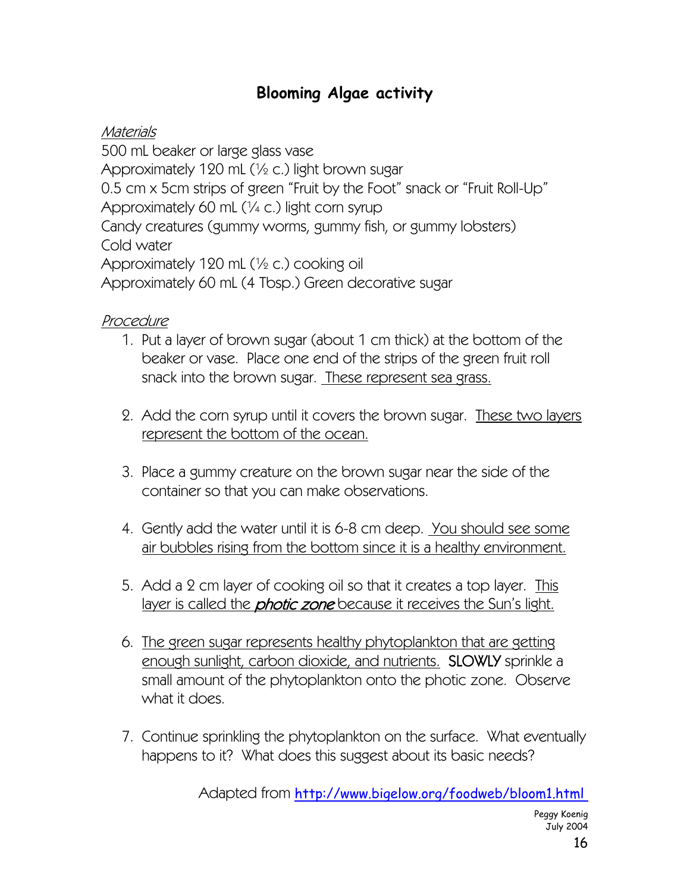## Blooming Algae activity

*Materials*

500 mL beaker or large glass vase
Approximately 120 mL (½ c.) light brown sugar
0.5 cm x 5cm strips of green "Fruit by the Foot" snack or "Fruit Roll-Up"
Approximately 60 mL (¼ c.) light corn syrup
Candy creatures (gummy worms, gummy fish, or gummy lobsters)
Cold water
Approximately 120 mL (½ c.) cooking oil
Approximately 60 mL (4 Tbsp.) Green decorative sugar

*Procedure*

1. Put a layer of brown sugar (about 1 cm thick) at the bottom of the beaker or vase. Place one end of the strips of the green fruit roll snack into the brown sugar. These represent sea grass.

2. Add the corn syrup until it covers the brown sugar. These two layers represent the bottom of the ocean.

3. Place a gummy creature on the brown sugar near the side of the container so that you can make observations.

4. Gently add the water until it is 6-8 cm deep. You should see some air bubbles rising from the bottom since it is a healthy environment.

5. Add a 2 cm layer of cooking oil so that it creates a top layer. This layer is called the ***photic zone*** because it receives the Sun's light.

6. The green sugar represents healthy phytoplankton that are getting enough sunlight, carbon dioxide, and nutrients. SLOWLY sprinkle a small amount of the phytoplankton onto the photic zone. Observe what it does.

7. Continue sprinkling the phytoplankton on the surface. What eventually happens to it? What does this suggest about its basic needs?

Adapted from http://www.bigelow.org/foodweb/bloom1.html

Peggy Koenig
July 2004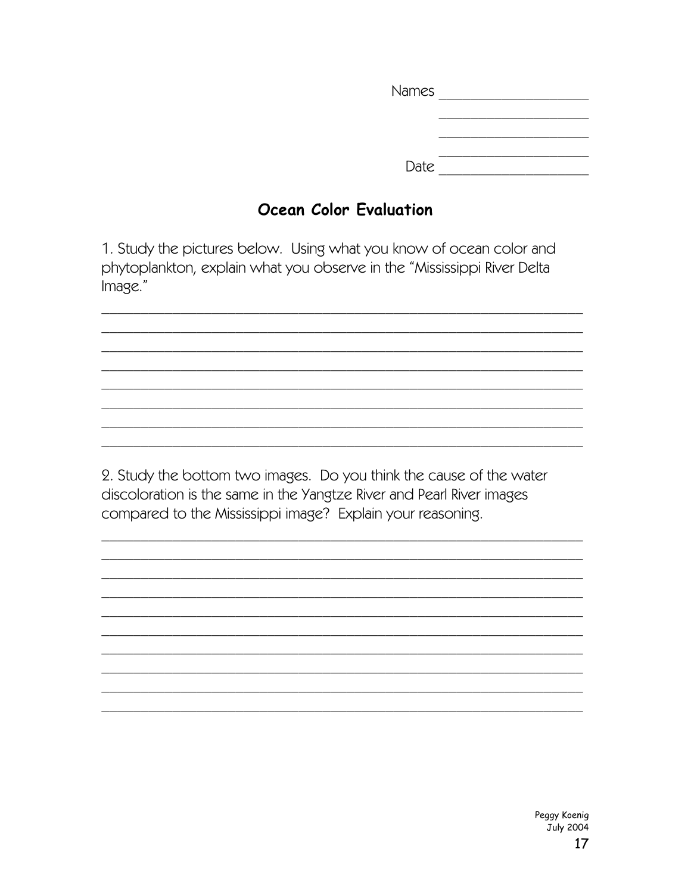Names ____________________
____________________
____________________
____________________
Date ____________________

## Ocean Color Evaluation

1. Study the pictures below. Using what you know of ocean color and phytoplankton, explain what you observe in the "Mississippi River Delta Image."

________________________________________________________________
________________________________________________________________
________________________________________________________________
________________________________________________________________
________________________________________________________________
________________________________________________________________
________________________________________________________________
________________________________________________________________

2. Study the bottom two images. Do you think the cause of the water discoloration is the same in the Yangtze River and Pearl River images compared to the Mississippi image? Explain your reasoning.

________________________________________________________________
________________________________________________________________
________________________________________________________________
________________________________________________________________
________________________________________________________________
________________________________________________________________
________________________________________________________________
________________________________________________________________
________________________________________________________________
________________________________________________________________

Peggy Koenig
July 2004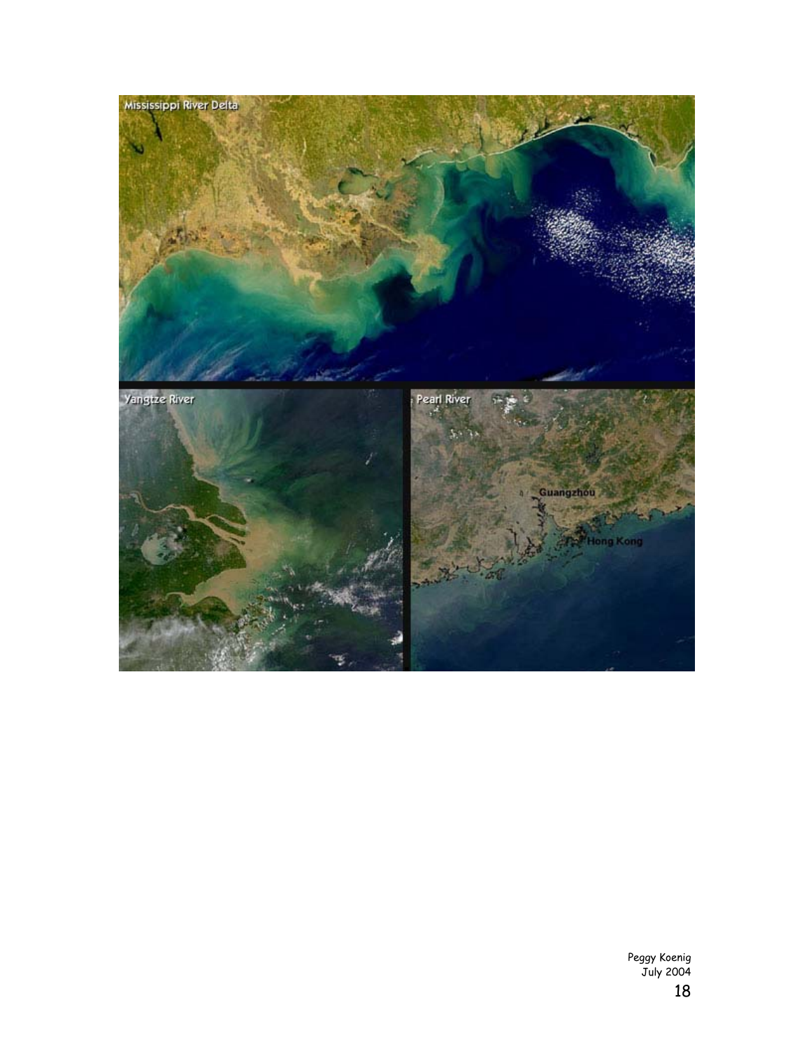Mississippi River Delta

Yangtze River

Pearl River

Guangzhou

Hong Kong